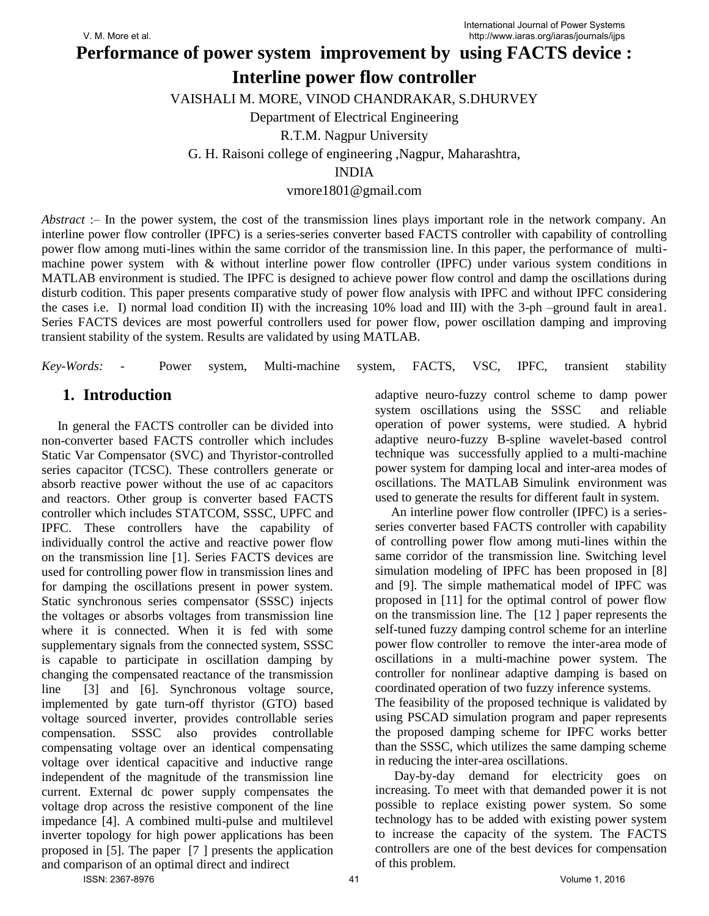# Performance of power system improvement by using FACTS device : Interline power flow controller

VAISHALI M. MORE, VINOD CHANDRAKAR, S.DHURVEY

Department of Electrical Engineering

R.T.M. Nagpur University

G. H. Raisoni college of engineering ,Nagpur, Maharashtra,

INDIA

vmore1801@gmail.com

*Abstract* :– In the power system, the cost of the transmission lines plays important role in the network company. An interline power flow controller (IPFC) is a series-series converter based FACTS controller with capability of controlling power flow among muti-lines within the same corridor of the transmission line. In this paper, the performance of multi-machine power system with & without interline power flow controller (IPFC) under various system conditions in MATLAB environment is studied. The IPFC is designed to achieve power flow control and damp the oscillations during disturb codition. This paper presents comparative study of power flow analysis with IPFC and without IPFC considering the cases i.e. I) normal load condition II) with the increasing 10% load and III) with the 3-ph –ground fault in area1. Series FACTS devices are most powerful controllers used for power flow, power oscillation damping and improving transient stability of the system. Results are validated by using MATLAB.

*Key-Words:* - Power system, Multi-machine system, FACTS, VSC, IPFC, transient stability

## 1. Introduction

In general the FACTS controller can be divided into non-converter based FACTS controller which includes Static Var Compensator (SVC) and Thyristor-controlled series capacitor (TCSC). These controllers generate or absorb reactive power without the use of ac capacitors and reactors. Other group is converter based FACTS controller which includes STATCOM, SSSC, UPFC and IPFC. These controllers have the capability of individually control the active and reactive power flow on the transmission line [1]. Series FACTS devices are used for controlling power flow in transmission lines and for damping the oscillations present in power system. Static synchronous series compensator (SSSC) injects the voltages or absorbs voltages from transmission line where it is connected. When it is fed with some supplementary signals from the connected system, SSSC is capable to participate in oscillation damping by changing the compensated reactance of the transmission line [3] and [6]. Synchronous voltage source, implemented by gate turn-off thyristor (GTO) based voltage sourced inverter, provides controllable series compensation. SSSC also provides controllable compensating voltage over an identical compensating voltage over identical capacitive and inductive range independent of the magnitude of the transmission line current. External dc power supply compensates the voltage drop across the resistive component of the line impedance [4]. A combined multi-pulse and multilevel inverter topology for high power applications has been proposed in [5]. The paper [7 ] presents the application and comparison of an optimal direct and indirect adaptive neuro-fuzzy control scheme to damp power system oscillations using the SSSC and reliable operation of power systems, were studied. A hybrid adaptive neuro-fuzzy B-spline wavelet-based control technique was successfully applied to a multi-machine power system for damping local and inter-area modes of oscillations. The MATLAB Simulink environment was used to generate the results for different fault in system.

An interline power flow controller (IPFC) is a series-series converter based FACTS controller with capability of controlling power flow among muti-lines within the same corridor of the transmission line. Switching level simulation modeling of IPFC has been proposed in [8] and [9]. The simple mathematical model of IPFC was proposed in [11] for the optimal control of power flow on the transmission line. The [12 ] paper represents the self-tuned fuzzy damping control scheme for an interline power flow controller to remove the inter-area mode of oscillations in a multi-machine power system. The controller for nonlinear adaptive damping is based on coordinated operation of two fuzzy inference systems. The feasibility of the proposed technique is validated by using PSCAD simulation program and paper represents the proposed damping scheme for IPFC works better than the SSSC, which utilizes the same damping scheme in reducing the inter-area oscillations.

Day-by-day demand for electricity goes on increasing. To meet with that demanded power it is not possible to replace existing power system. So some technology has to be added with existing power system to increase the capacity of the system. The FACTS controllers are one of the best devices for compensation of this problem.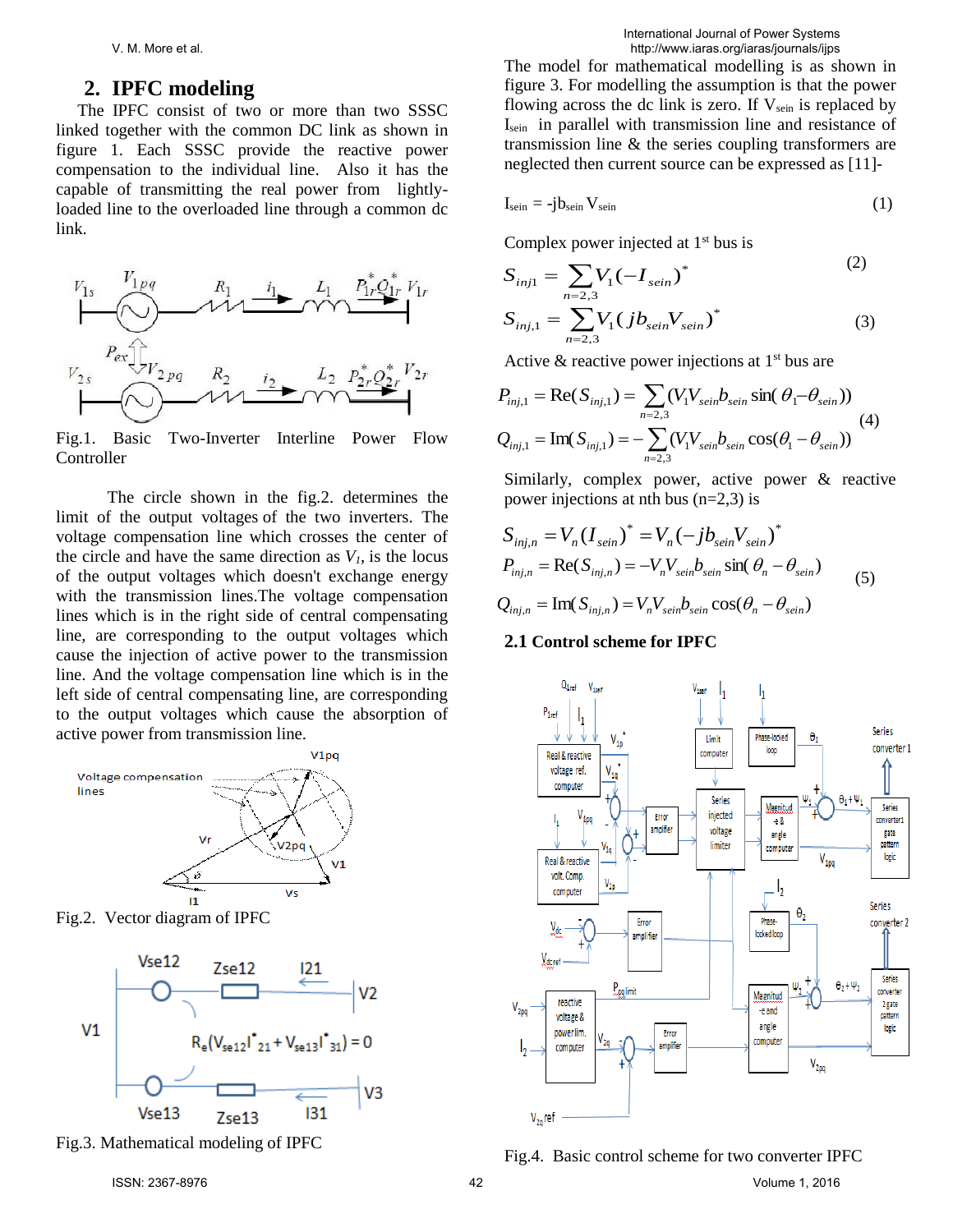## 2. IPFC modeling

The IPFC consist of two or more than two SSSC linked together with the common DC link as shown in figure 1. Each SSSC provide the reactive power compensation to the individual line. Also it has the capable of transmitting the real power from lightly-loaded line to the overloaded line through a common dc link.

Fig.1. Basic Two-Inverter Interline Power Flow Controller

The circle shown in the fig.2. determines the limit of the output voltages of the two inverters. The voltage compensation line which crosses the center of the circle and have the same direction as $V_1$, is the locus of the output voltages which doesn't exchange energy with the transmission lines.The voltage compensation lines which is in the right side of central compensating line, are corresponding to the output voltages which cause the injection of active power to the transmission line. And the voltage compensation line which is in the left side of central compensating line, are corresponding to the output voltages which cause the absorption of active power from transmission line.

Fig.2. Vector diagram of IPFC

Fig.3. Mathematical modeling of IPFC

The model for mathematical modelling is as shown in figure 3. For modelling the assumption is that the power flowing across the dc link is zero. If $V_{sein}$ is replaced by $I_{sein}$ in parallel with transmission line and resistance of transmission line & the series coupling transformers are neglected then current source can be expressed as [11]-

$$I_{sein} = -jb_{sein} V_{sein} \tag{1}$$

Complex power injected at 1st bus is

$$S_{inj1} = \sum_{n=2,3} V_1(-I_{sein})^* \tag{2}$$

$$S_{inj,1} = \sum_{n=2,3} V_1(jb_{sein}V_{sein})^* \tag{3}$$

Active & reactive power injections at 1st bus are

$$P_{inj,1} = \mathrm{Re}(S_{inj,1}) = \sum_{n=2,3}(V_1 V_{sein} b_{sein} \sin(\theta_1 - \theta_{sein}))$$
$$Q_{inj,1} = \mathrm{Im}(S_{inj,1}) = -\sum_{n=2,3}(V_1 V_{sein} b_{sein} \cos(\theta_1 - \theta_{sein})) \tag{4}$$

Similarly, complex power, active power & reactive power injections at nth bus (n=2,3) is

$$S_{inj,n} = V_n(I_{sein})^* = V_n(-jb_{sein}V_{sein})^*$$
$$P_{inj,n} = \mathrm{Re}(S_{inj,n}) = -V_n V_{sein} b_{sein} \sin(\theta_n - \theta_{sein}) \tag{5}$$
$$Q_{inj,n} = \mathrm{Im}(S_{inj,n}) = V_n V_{sein} b_{sein} \cos(\theta_n - \theta_{sein})$$

### 2.1 Control scheme for IPFC

Fig.4. Basic control scheme for two converter IPFC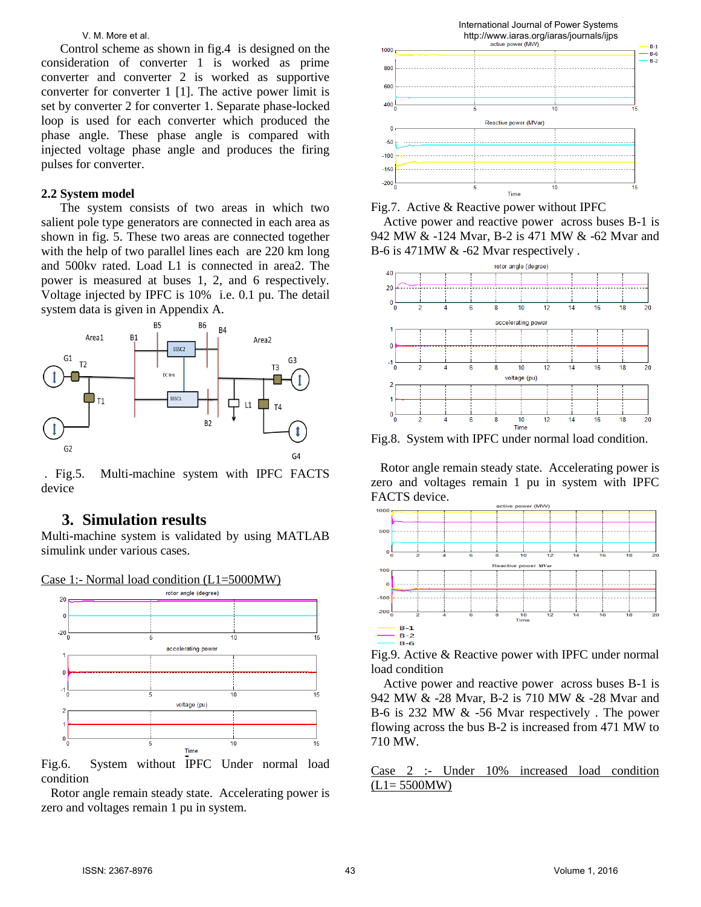Control scheme as shown in fig.4 is designed on the consideration of converter 1 is worked as prime converter and converter 2 is worked as supportive converter for converter 1 [1]. The active power limit is set by converter 2 for converter 1. Separate phase-locked loop is used for each converter which produced the phase angle. These phase angle is compared with injected voltage phase angle and produces the firing pulses for converter.

### 2.2 System model

The system consists of two areas in which two salient pole type generators are connected in each area as shown in fig. 5. These two areas are connected together with the help of two parallel lines each are 220 km long and 500kv rated. Load L1 is connected in area2. The power is measured at buses 1, 2, and 6 respectively. Voltage injected by IPFC is 10% i.e. 0.1 pu. The detail system data is given in Appendix A.

. Fig.5. Multi-machine system with IPFC FACTS device

## 3. Simulation results

Multi-machine system is validated by using MATLAB simulink under various cases.

Case 1:- Normal load condition (L1=5000MW)

Fig.6. System without IPFC Under normal load condition

Rotor angle remain steady state. Accelerating power is zero and voltages remain 1 pu in system.

Fig.7. Active & Reactive power without IPFC

Active power and reactive power across buses B-1 is 942 MW & -124 Mvar, B-2 is 471 MW & -62 Mvar and B-6 is 471MW & -62 Mvar respectively .

Fig.8. System with IPFC under normal load condition.

Rotor angle remain steady state. Accelerating power is zero and voltages remain 1 pu in system with IPFC FACTS device.

Fig.9. Active & Reactive power with IPFC under normal load condition

Active power and reactive power across buses B-1 is 942 MW & -28 Mvar, B-2 is 710 MW & -28 Mvar and B-6 is 232 MW & -56 Mvar respectively . The power flowing across the bus B-2 is increased from 471 MW to 710 MW.

Case 2 :- Under 10% increased load condition (L1= 5500MW)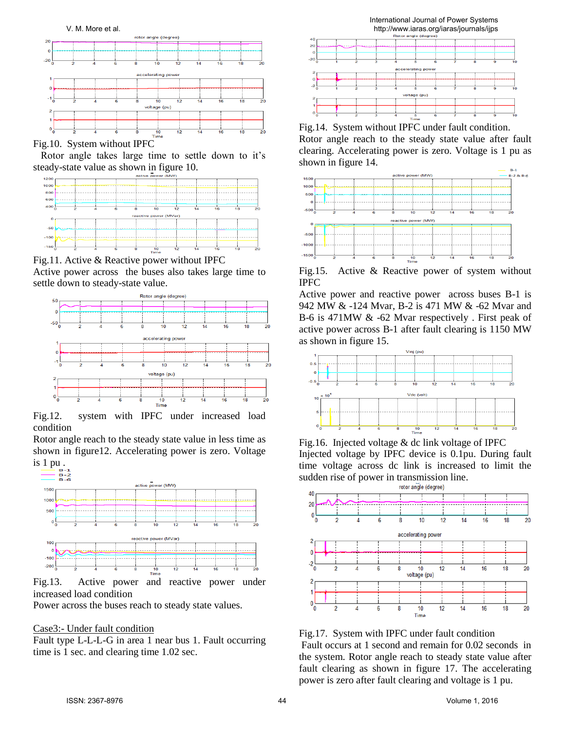Fig.10. System without IPFC

Rotor angle takes large time to settle down to it's steady-state value as shown in figure 10.

Fig.11. Active & Reactive power without IPFC

Active power across the buses also takes large time to settle down to steady-state value.

Fig.12. system with IPFC under increased load condition

Rotor angle reach to the steady state value in less time as shown in figure12. Accelerating power is zero. Voltage is 1 pu .

Fig.13. Active power and reactive power under increased load condition

Power across the buses reach to steady state values.

Case3:- Under fault condition

Fault type L-L-L-G in area 1 near bus 1. Fault occurring time is 1 sec. and clearing time 1.02 sec.

Fig.14. System without IPFC under fault condition.

Rotor angle reach to the steady state value after fault clearing. Accelerating power is zero. Voltage is 1 pu as shown in figure 14.

Fig.15. Active & Reactive power of system without IPFC

Active power and reactive power across buses B-1 is 942 MW & -124 Mvar, B-2 is 471 MW & -62 Mvar and B-6 is 471MW & -62 Mvar respectively . First peak of active power across B-1 after fault clearing is 1150 MW as shown in figure 15.

Fig.16. Injected voltage & dc link voltage of IPFC

Injected voltage by IPFC device is 0.1pu. During fault time voltage across dc link is increased to limit the sudden rise of power in transmission line.

Fig.17. System with IPFC under fault condition

Fault occurs at 1 second and remain for 0.02 seconds in the system. Rotor angle reach to steady state value after fault clearing as shown in figure 17. The accelerating power is zero after fault clearing and voltage is 1 pu.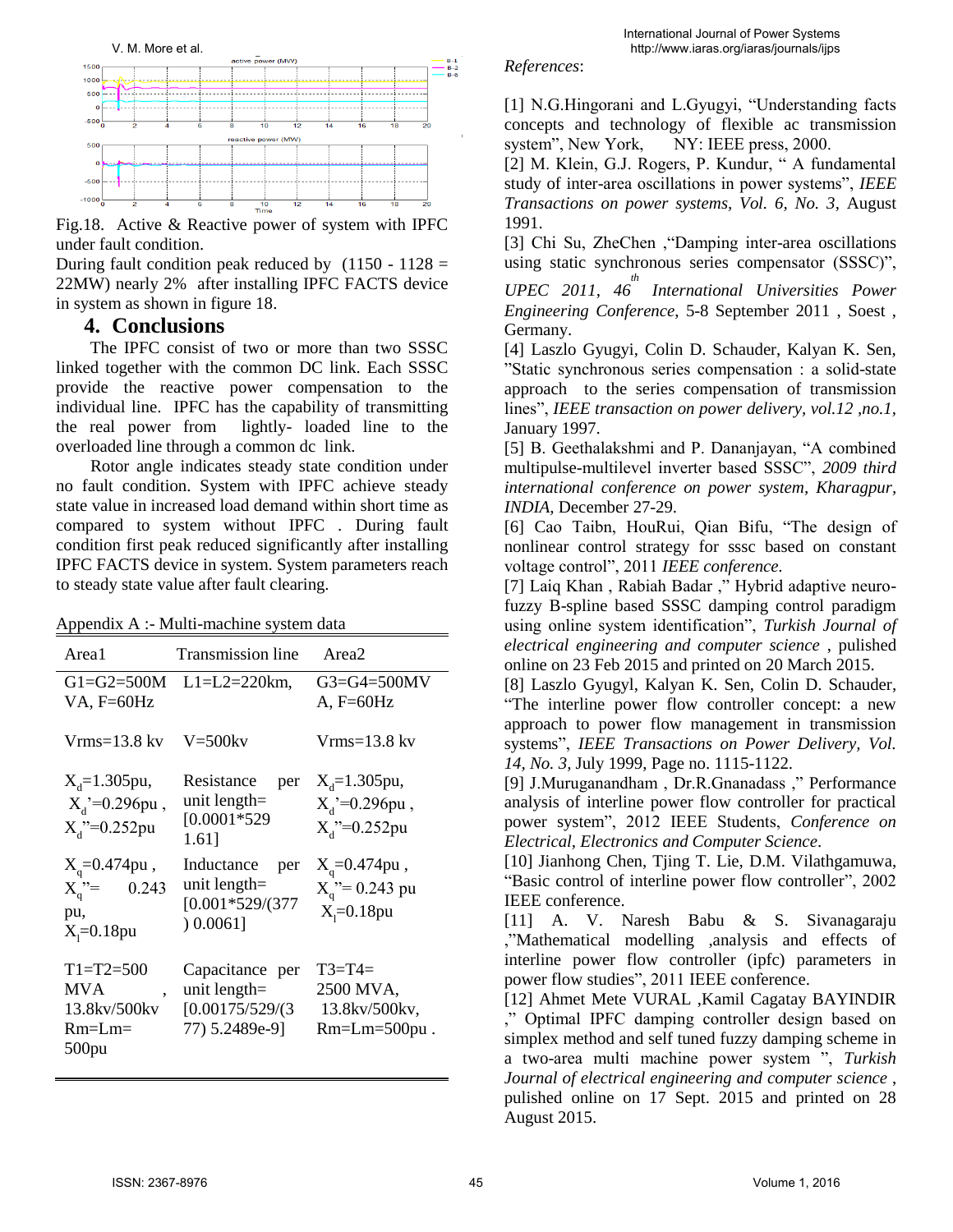active power (MW)

B-1
B-2
B-6

1500
1000
500
0
-500

0 2 4 6 8 10 12 14 16 18 20

reactive power (MW)

500
0
-500
-1000

0 2 4 6 8 10 12 14 16 18 20

Time

Fig.18. Active & Reactive power of system with IPFC under fault condition.

During fault condition peak reduced by (1150 - 1128 = 22MW) nearly 2% after installing IPFC FACTS device in system as shown in figure 18.

## 4. Conclusions

The IPFC consist of two or more than two SSSC linked together with the common DC link. Each SSSC provide the reactive power compensation to the individual line. IPFC has the capability of transmitting the real power from lightly- loaded line to the overloaded line through a common dc link.

Rotor angle indicates steady state condition under no fault condition. System with IPFC achieve steady state value in increased load demand within short time as compared to system without IPFC . During fault condition first peak reduced significantly after installing IPFC FACTS device in system. System parameters reach to steady state value after fault clearing.

Appendix A :- Multi-machine system data

| Area1 | Transmission line | Area2 |
|---|---|---|
| G1=G2=500M VA, F=60Hz | L1=L2=220km, | G3=G4=500MV A, F=60Hz |
| Vrms=13.8 kv | V=500kv | Vrms=13.8 kv |
| $X_d$=1.305pu, $X_d$'=0.296pu , $X_d$"=0.252pu | Resistance per unit length= [0.0001*529 1.61] | $X_d$=1.305pu, $X_d$'=0.296pu , $X_d$"=0.252pu |
| $X_q$=0.474pu , $X_q$"= 0.243 pu, $X_l$=0.18pu | Inductance per unit length= [0.001*529/(377 ) 0.0061] | $X_q$=0.474pu , $X_q$"= 0.243 pu $X_l$=0.18pu |
| T1=T2=500 MVA , 13.8kv/500kv Rm=Lm= 500pu | Capacitance per unit length= [0.00175/529/(3 77) 5.2489e-9] | T3=T4= 2500 MVA, 13.8kv/500kv, Rm=Lm=500pu . |

*References*:

[1] N.G.Hingorani and L.Gyugyi, "Understanding facts concepts and technology of flexible ac transmission system", New York, NY: IEEE press, 2000.

[2] M. Klein, G.J. Rogers, P. Kundur, " A fundamental study of inter-area oscillations in power systems", *IEEE Transactions on power systems, Vol. 6, No. 3*, August 1991.

[3] Chi Su, ZheChen ,"Damping inter-area oscillations using static synchronous series compensator (SSSC)", *UPEC 2011, 46th International Universities Power Engineering Conference*, 5-8 September 2011 , Soest , Germany.

[4] Laszlo Gyugyi, Colin D. Schauder, Kalyan K. Sen, "Static synchronous series compensation : a solid-state approach to the series compensation of transmission lines", *IEEE transaction on power delivery, vol.12 ,no.1,* January 1997.

[5] B. Geethalakshmi and P. Dananjayan, "A combined multipulse-multilevel inverter based SSSC", *2009 third international conference on power system, Kharagpur, INDIA,* December 27-29.

[6] Cao Taibn, HouRui, Qian Bifu, "The design of nonlinear control strategy for sssc based on constant voltage control", 2011 *IEEE conference.*

[7] Laiq Khan , Rabiah Badar ," Hybrid adaptive neuro-fuzzy B-spline based SSSC damping control paradigm using online system identification", *Turkish Journal of electrical engineering and computer science* , pulished online on 23 Feb 2015 and printed on 20 March 2015.

[8] Laszlo Gyugyl, Kalyan K. Sen, Colin D. Schauder, "The interline power flow controller concept: a new approach to power flow management in transmission systems", *IEEE Transactions on Power Delivery, Vol. 14, No. 3,* July 1999, Page no. 1115-1122.

[9] J.Muruganandham , Dr.R.Gnanadass ," Performance analysis of interline power flow controller for practical power system", 2012 IEEE Students, *Conference on Electrical, Electronics and Computer Science.*

[10] Jianhong Chen, Tjing T. Lie, D.M. Vilathgamuwa, "Basic control of interline power flow controller", 2002 IEEE conference.

[11] A. V. Naresh Babu & S. Sivanagaraju ,"Mathematical modelling ,analysis and effects of interline power flow controller (ipfc) parameters in power flow studies", 2011 IEEE conference.

[12] Ahmet Mete VURAL ,Kamil Cagatay BAYINDIR ," Optimal IPFC damping controller design based on simplex method and self tuned fuzzy damping scheme in a two-area multi machine power system ", *Turkish Journal of electrical engineering and computer science* , pulished online on 17 Sept. 2015 and printed on 28 August 2015.